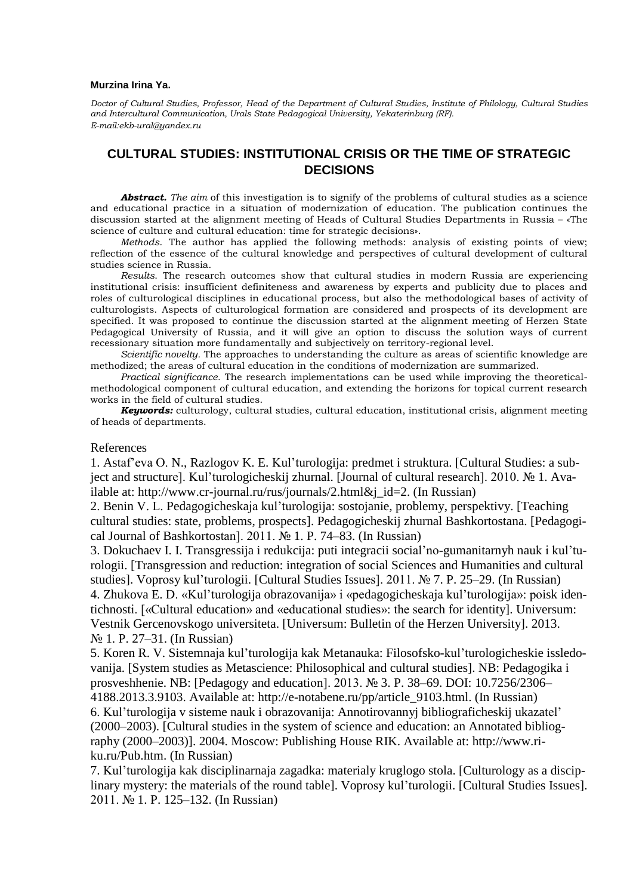**Murzina Irina Ya.**

*Doctor of Cultural Studies, Professor, Head of the Department of Cultural Studies, Institute of Philology, Cultural Studies and Intercultural Communication, Urals State Pedagogical University, Yekaterinburg (RF).*
*E-mail:ekb-ural@yandex.ru*

# CULTURAL STUDIES: INSTITUTIONAL CRISIS OR THE TIME OF STRATEGIC DECISIONS

***Abstract.*** *The aim* of this investigation is to signify of the problems of cultural studies as a science and educational practice in a situation of modernization of education. The publication continues the discussion started at the alignment meeting of Heads of Cultural Studies Departments in Russia – «The science of culture and cultural education: time for strategic decisions».

*Methods*. The author has applied the following methods: analysis of existing points of view; reflection of the essence of the cultural knowledge and perspectives of cultural development of cultural studies science in Russia.

*Results*. The research outcomes show that cultural studies in modern Russia are experiencing institutional crisis: insufficient definiteness and awareness by experts and publicity due to places and roles of culturological disciplines in educational process, but also the methodological bases of activity of culturologists. Aspects of culturological formation are considered and prospects of its development are specified. It was proposed to continue the discussion started at the alignment meeting of Herzen State Pedagogical University of Russia, and it will give an option to discuss the solution ways of current recessionary situation more fundamentally and subjectively on territory-regional level.

*Scientific novelty*. The approaches to understanding the culture as areas of scientific knowledge are methodized; the areas of cultural education in the conditions of modernization are summarized.

*Practical significance.* The research implementations can be used while improving the theoretical-methodological component of cultural education, and extending the horizons for topical current research works in the field of cultural studies.

***Keywords:*** culturology, cultural studies, cultural education, institutional crisis, alignment meeting of heads of departments.

## References

1. Astaf'eva O. N., Razlogov K. E. Kul'turologija: predmet i struktura. [Cultural Studies: a subject and structure]. Kul'turologicheskij zhurnal. [Journal of cultural research]. 2010. № 1. Available at: http://www.cr-journal.ru/rus/journals/2.html&j_id=2. (In Russian)
2. Benin V. L. Pedagogicheskaja kul'turologija: sostojanie, problemy, perspektivy. [Teaching cultural studies: state, problems, prospects]. Pedagogicheskij zhurnal Bashkortostana. [Pedagogical Journal of Bashkortostan]. 2011. № 1. P. 74–83. (In Russian)
3. Dokuchaev I. I. Transgressija i redukcija: puti integracii social'no-gumanitarnyh nauk i kul'turologii. [Transgression and reduction: integration of social Sciences and Humanities and cultural studies]. Voprosy kul'turologii. [Cultural Studies Issues]. 2011. № 7. P. 25–29. (In Russian)
4. Zhukova E. D. «Kul'turologija obrazovanija» i «pedagogicheskaja kul'turologija»: poisk identichnosti. [«Cultural education» and «educational studies»: the search for identity]. Universum: Vestnik Gercenovskogo universiteta. [Universum: Bulletin of the Herzen University]. 2013. № 1. P. 27–31. (In Russian)
5. Koren R. V. Sistemnaja kul'turologija kak Metanauka: Filosofsko-kul'turologicheskie issledovanija. [System studies as Metascience: Philosophical and cultural studies]. NB: Pedagogika i prosveshhenie. NB: [Pedagogy and education]. 2013. № 3. P. 38–69. DOI: 10.7256/2306–4188.2013.3.9103. Available at: http://e-notabene.ru/pp/article_9103.html. (In Russian)
6. Kul'turologija v sisteme nauk i obrazovanija: Annotirovannyj bibliograficheskij ukazatel' (2000–2003). [Cultural studies in the system of science and education: an Annotated bibliography (2000–2003)]. 2004. Moscow: Publishing House RIK. Available at: http://www.riku.ru/Pub.htm. (In Russian)
7. Kul'turologija kak disciplinarnaja zagadka: materialy kruglogo stola. [Culturology as a disciplinary mystery: the materials of the round table]. Voprosy kul'turologii. [Cultural Studies Issues]. 2011. № 1. P. 125–132. (In Russian)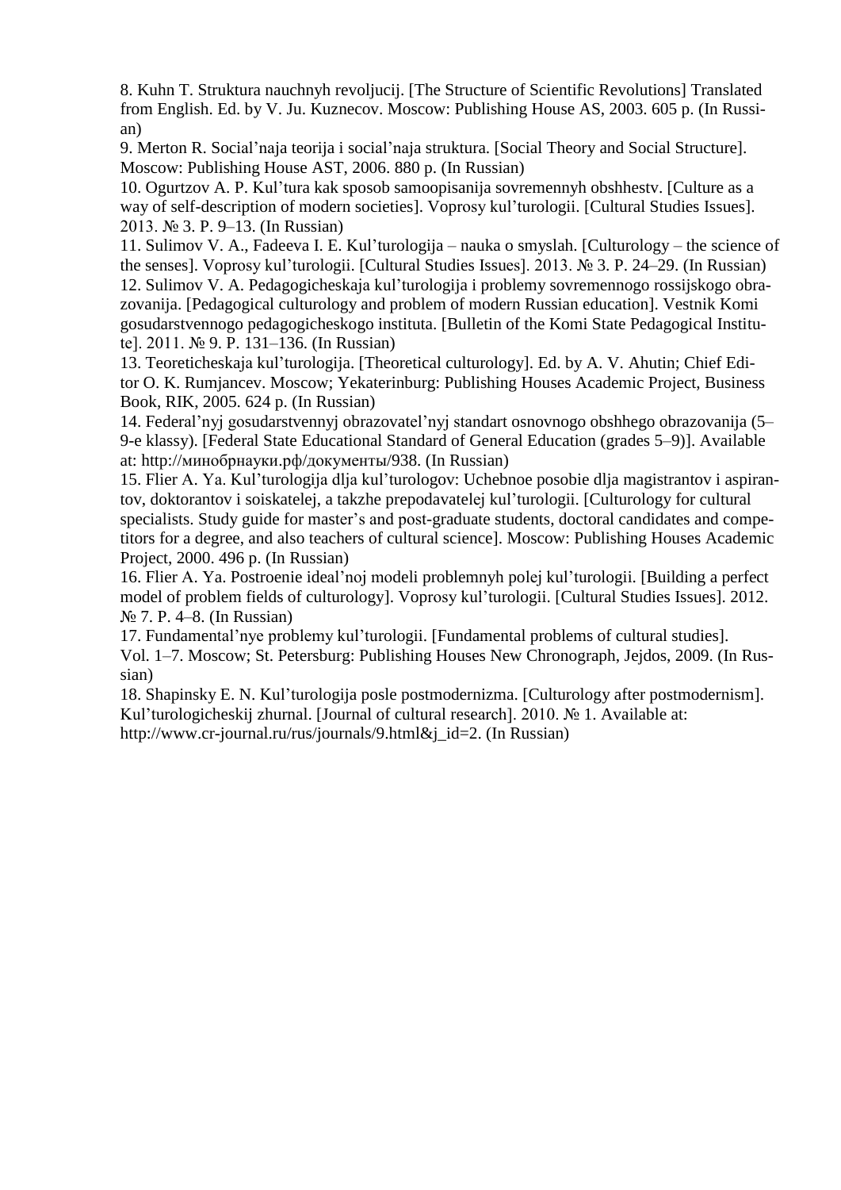8. Kuhn T. Struktura nauchnyh revoljucij. [The Structure of Scientific Revolutions] Translated from English. Ed. by V. Ju. Kuznecov. Moscow: Publishing House AS, 2003. 605 p. (In Russian)

9. Merton R. Social’naja teorija i social’naja struktura. [Social Theory and Social Structure]. Moscow: Publishing House AST, 2006. 880 p. (In Russian)

10. Ogurtzov A. P. Kul’tura kak sposob samoopisanija sovremennyh obshhestv. [Culture as a way of self-description of modern societies]. Voprosy kul’turologii. [Cultural Studies Issues]. 2013. № 3. P. 9–13. (In Russian)

11. Sulimov V. A., Fadeeva I. E. Kul’turologija – nauka o smyslah. [Culturology – the science of the senses]. Voprosy kul’turologii. [Cultural Studies Issues]. 2013. № 3. P. 24–29. (In Russian)

12. Sulimov V. A. Pedagogicheskaja kul’turologija i problemy sovremennogo rossijskogo obrazovanija. [Pedagogical culturology and problem of modern Russian education]. Vestnik Komi gosudarstvennogo pedagogicheskogo instituta. [Bulletin of the Komi State Pedagogical Institute]. 2011. № 9. P. 131–136. (In Russian)

13. Teoreticheskaja kul’turologija. [Theoretical culturology]. Ed. by A. V. Ahutin; Chief Editor O. K. Rumjancev. Moscow; Yekaterinburg: Publishing Houses Academic Project, Business Book, RIK, 2005. 624 p. (In Russian)

14. Federal’nyj gosudarstvennyj obrazovatel’nyj standart osnovnogo obshhego obrazovanija (5–9-e klassy). [Federal State Educational Standard of General Education (grades 5–9)]. Available at: http://минобрнауки.рф/документы/938. (In Russian)

15. Flier A. Ya. Kul’turologija dlja kul’turologov: Uchebnoe posobie dlja magistrantov i aspirantov, doktorantov i soiskatelej, a takzhe prepodavatelej kul’turologii. [Culturology for cultural specialists. Study guide for master’s and post-graduate students, doctoral candidates and competitors for a degree, and also teachers of cultural science]. Moscow: Publishing Houses Academic Project, 2000. 496 p. (In Russian)

16. Flier A. Ya. Postroenie ideal’noj modeli problemnyh polej kul’turologii. [Building a perfect model of problem fields of culturology]. Voprosy kul’turologii. [Cultural Studies Issues]. 2012. № 7. P. 4–8. (In Russian)

17. Fundamental’nye problemy kul’turologii. [Fundamental problems of cultural studies]. Vol. 1–7. Moscow; St. Petersburg: Publishing Houses New Chronograph, Jejdos, 2009. (In Russian)

18. Shapinsky E. N. Kul’turologija posle postmodernizma. [Culturology after postmodernism]. Kul’turologicheskij zhurnal. [Journal of cultural research]. 2010. № 1. Available at: http://www.cr-journal.ru/rus/journals/9.html&j_id=2. (In Russian)